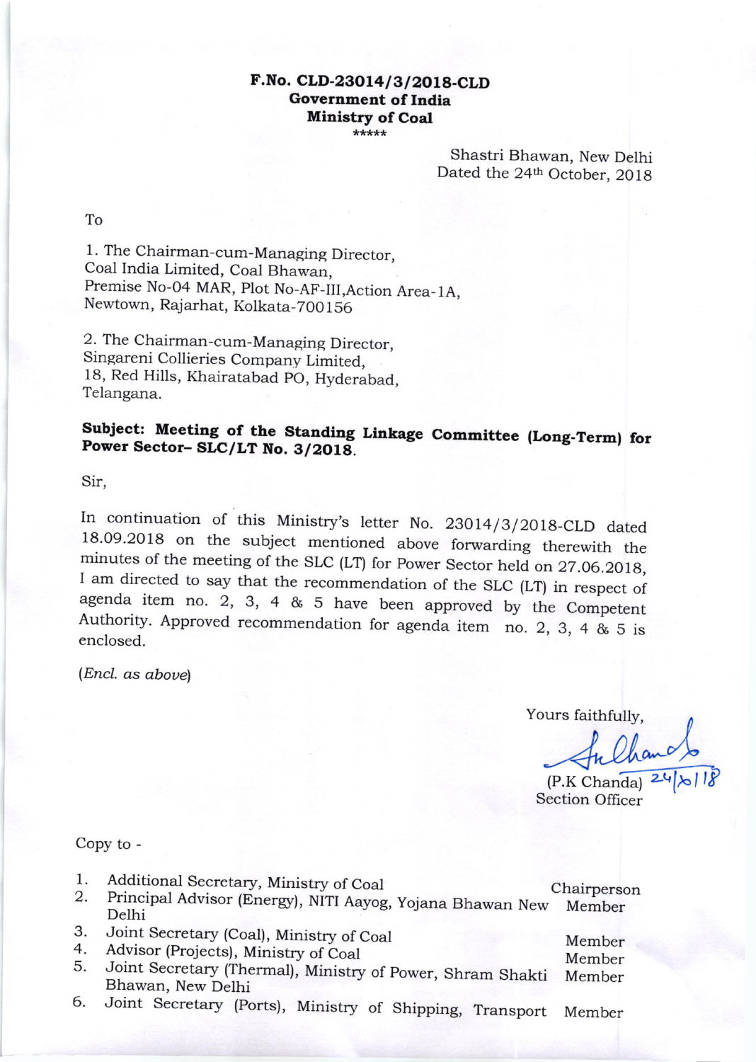**F.No. CLD-23014/3/2018-CLD**
**Government of India**
**Ministry of Coal**
\*\*\*\*\*

Shastri Bhawan, New Delhi
Dated the 24th October, 2018

To

1. The Chairman-cum-Managing Director,
Coal India Limited, Coal Bhawan,
Premise No-04 MAR, Plot No-AF-III,Action Area-1A,
Newtown, Rajarhat, Kolkata-700156

2. The Chairman-cum-Managing Director,
Singareni Collieries Company Limited,
18, Red Hills, Khairatabad PO, Hyderabad,
Telangana.

**Subject: Meeting of the Standing Linkage Committee (Long-Term) for Power Sector– SLC/LT No. 3/2018.**

Sir,

In continuation of this Ministry's letter No. 23014/3/2018-CLD dated 18.09.2018 on the subject mentioned above forwarding therewith the minutes of the meeting of the SLC (LT) for Power Sector held on 27.06.2018, I am directed to say that the recommendation of the SLC (LT) in respect of agenda item no. 2, 3, 4 & 5 have been approved by the Competent Authority. Approved recommendation for agenda item no. 2, 3, 4 & 5 is enclosed.

(*Encl. as above*)

Yours faithfully,

(P.K Chanda) 24/10/18
Section Officer

Copy to -

| | | |
|---|---|---|
| 1. | Additional Secretary, Ministry of Coal | Chairperson |
| 2. | Principal Advisor (Energy), NITI Aayog, Yojana Bhawan New Delhi | Member |
| 3. | Joint Secretary (Coal), Ministry of Coal | Member |
| 4. | Advisor (Projects), Ministry of Coal | Member |
| 5. | Joint Secretary (Thermal), Ministry of Power, Shram Shakti Bhawan, New Delhi | Member |
| 6. | Joint Secretary (Ports), Ministry of Shipping, Transport | Member |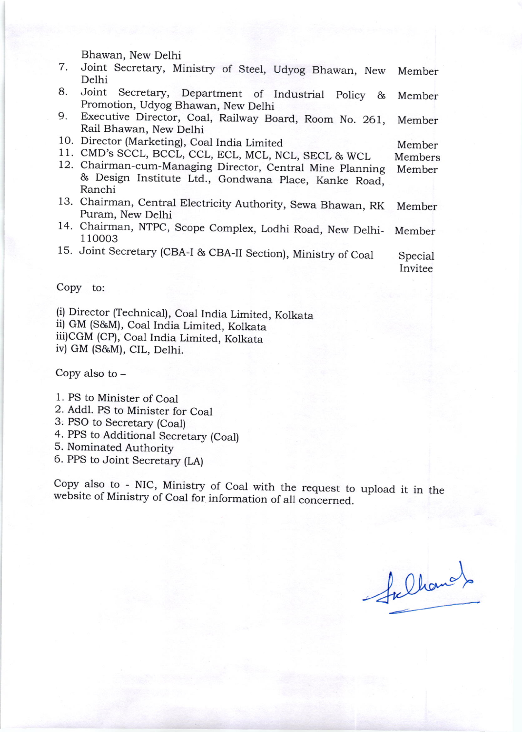| | | |
|---|---|---|
| | Bhawan, New Delhi | |
| 7. | Joint Secretary, Ministry of Steel, Udyog Bhawan, New Delhi | Member |
| 8. | Joint Secretary, Department of Industrial Policy & Promotion, Udyog Bhawan, New Delhi | Member |
| 9. | Executive Director, Coal, Railway Board, Room No. 261, Rail Bhawan, New Delhi | Member |
| 10. | Director (Marketing), Coal India Limited | Member |
| 11. | CMD's SCCL, BCCL, CCL, ECL, MCL, NCL, SECL & WCL | Members |
| 12. | Chairman-cum-Managing Director, Central Mine Planning & Design Institute Ltd., Gondwana Place, Kanke Road, Ranchi | Member |
| 13. | Chairman, Central Electricity Authority, Sewa Bhawan, RK Puram, New Delhi | Member |
| 14. | Chairman, NTPC, Scope Complex, Lodhi Road, New Delhi-110003 | Member |
| 15. | Joint Secretary (CBA-I & CBA-II Section), Ministry of Coal | Special Invitee |

Copy to:

(i) Director (Technical), Coal India Limited, Kolkata
ii) GM (S&M), Coal India Limited, Kolkata
iii)CGM (CP), Coal India Limited, Kolkata
iv) GM (S&M), CIL, Delhi.

Copy also to –

1. PS to Minister of Coal
2. Addl. PS to Minister for Coal
3. PSO to Secretary (Coal)
4. PPS to Additional Secretary (Coal)
5. Nominated Authority
6. PPS to Joint Secretary (LA)

Copy also to - NIC, Ministry of Coal with the request to upload it in the website of Ministry of Coal for information of all concerned.